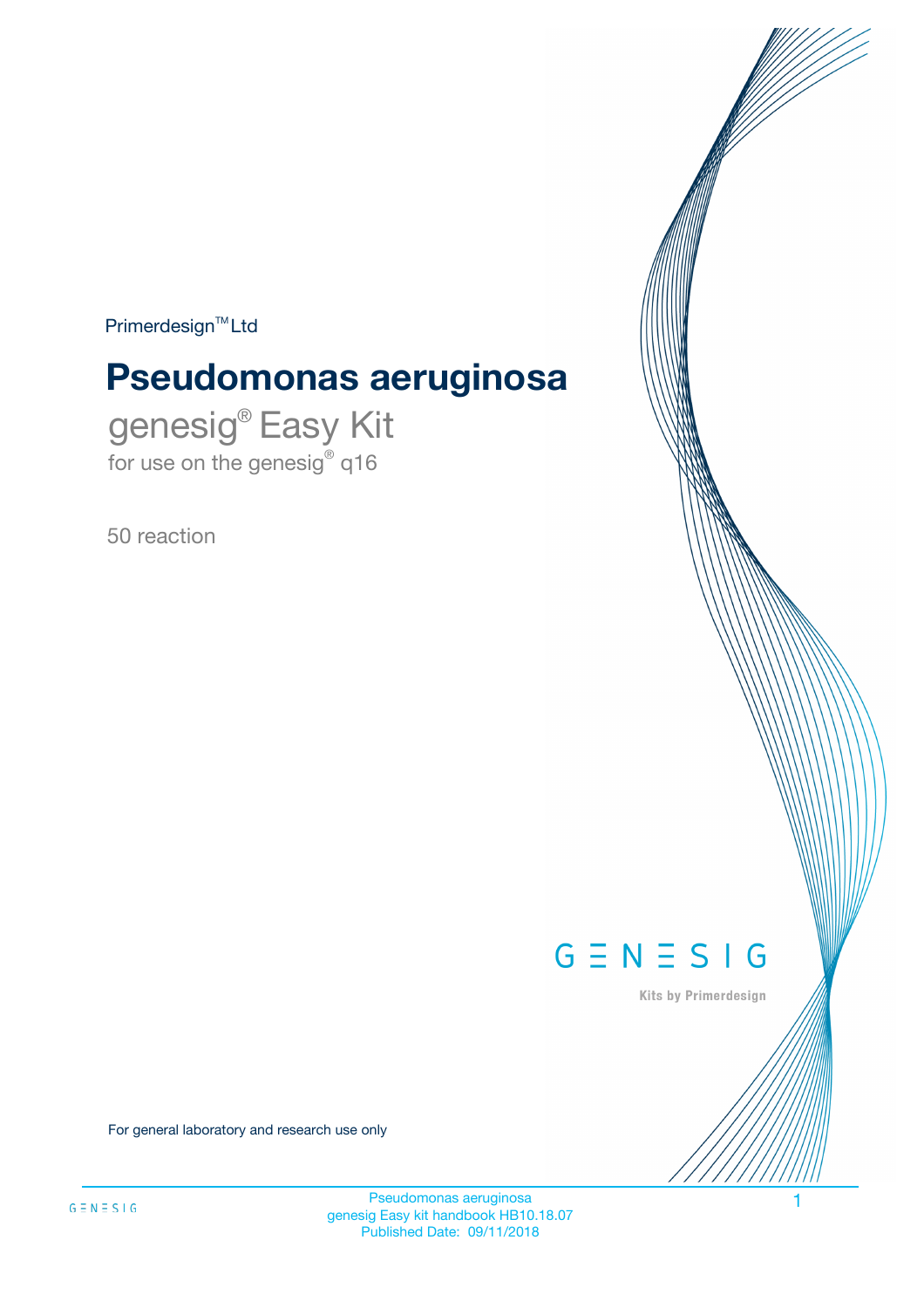Primerdesign™ Ltd

# Pseudomonas aeruginosa

## genesig® Easy Kit

for use on the genesig® q16

50 reaction

GENESIG

Kits by Primerdesign

For general laboratory and research use only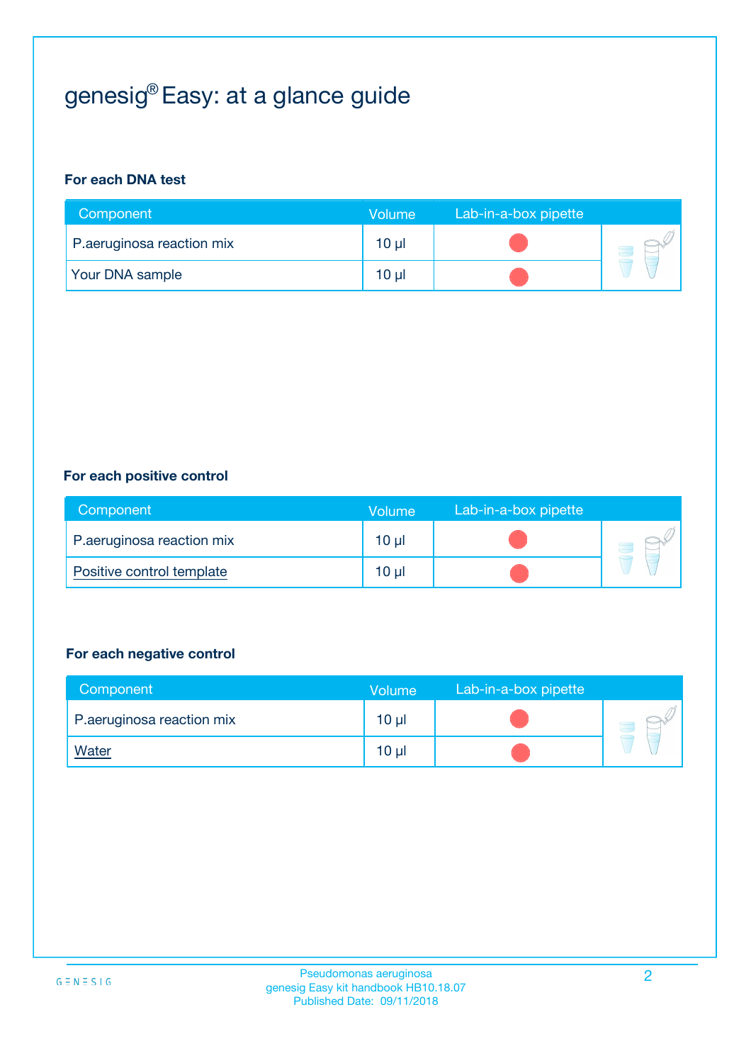# genesig® Easy: at a glance guide

**For each DNA test**

| Component | Volume | Lab-in-a-box pipette |
| --- | --- | --- |
| P.aeruginosa reaction mix | 10 µl | |
| Your DNA sample | 10 µl | |

**For each positive control**

| Component | Volume | Lab-in-a-box pipette |
| --- | --- | --- |
| P.aeruginosa reaction mix | 10 µl | |
| Positive control template | 10 µl | |

**For each negative control**

| Component | Volume | Lab-in-a-box pipette |
| --- | --- | --- |
| P.aeruginosa reaction mix | 10 µl | |
| Water | 10 µl | |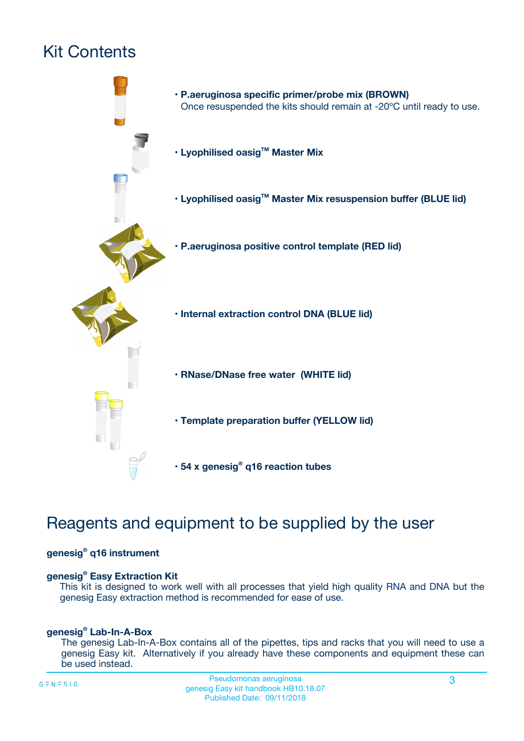# Kit Contents

- **P.aeruginosa specific primer/probe mix (BROWN)**
  Once resuspended the kits should remain at -20ºC until ready to use.
- **Lyophilised oasig™ Master Mix**
- **Lyophilised oasig™ Master Mix resuspension buffer (BLUE lid)**
- **P.aeruginosa positive control template (RED lid)**
- **Internal extraction control DNA (BLUE lid)**
- **RNase/DNase free water (WHITE lid)**
- **Template preparation buffer (YELLOW lid)**
- **54 x genesig® q16 reaction tubes**

# Reagents and equipment to be supplied by the user

**genesig® q16 instrument**

**genesig® Easy Extraction Kit**

This kit is designed to work well with all processes that yield high quality RNA and DNA but the genesig Easy extraction method is recommended for ease of use.

**genesig® Lab-In-A-Box**

The genesig Lab-In-A-Box contains all of the pipettes, tips and racks that you will need to use a genesig Easy kit. Alternatively if you already have these components and equipment these can be used instead.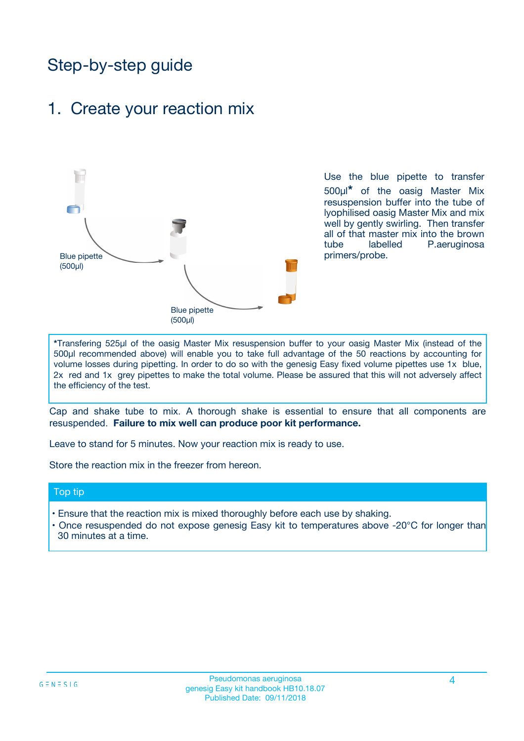# Step-by-step guide

## 1. Create your reaction mix

Blue pipette (500µl)

Blue pipette (500µl)

Use the blue pipette to transfer 500µl* of the oasig Master Mix resuspension buffer into the tube of lyophilised oasig Master Mix and mix well by gently swirling. Then transfer all of that master mix into the brown tube labelled P.aeruginosa primers/probe.

*Transfering 525µl of the oasig Master Mix resuspension buffer to your oasig Master Mix (instead of the 500µl recommended above) will enable you to take full advantage of the 50 reactions by accounting for volume losses during pipetting. In order to do so with the genesig Easy fixed volume pipettes use 1x blue, 2x red and 1x grey pipettes to make the total volume. Please be assured that this will not adversely affect the efficiency of the test.

Cap and shake tube to mix. A thorough shake is essential to ensure that all components are resuspended. **Failure to mix well can produce poor kit performance.**

Leave to stand for 5 minutes. Now your reaction mix is ready to use.

Store the reaction mix in the freezer from hereon.

### Top tip

- Ensure that the reaction mix is mixed thoroughly before each use by shaking.
- Once resuspended do not expose genesig Easy kit to temperatures above -20°C for longer than 30 minutes at a time.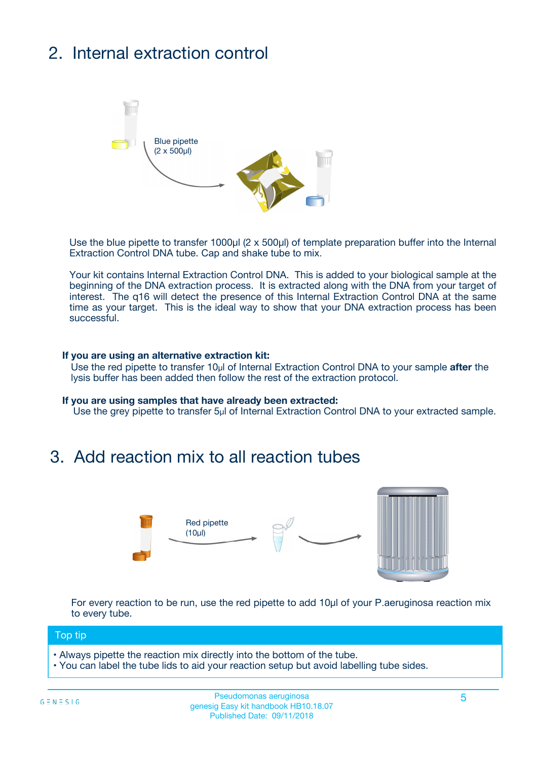## 2. Internal extraction control

Blue pipette
(2 x 500µl)

Use the blue pipette to transfer 1000µl (2 x 500µl) of template preparation buffer into the Internal Extraction Control DNA tube. Cap and shake tube to mix.

Your kit contains Internal Extraction Control DNA. This is added to your biological sample at the beginning of the DNA extraction process. It is extracted along with the DNA from your target of interest. The q16 will detect the presence of this Internal Extraction Control DNA at the same time as your target. This is the ideal way to show that your DNA extraction process has been successful.

**If you are using an alternative extraction kit:**
Use the red pipette to transfer 10µl of Internal Extraction Control DNA to your sample **after** the lysis buffer has been added then follow the rest of the extraction protocol.

**If you are using samples that have already been extracted:**
Use the grey pipette to transfer 5µl of Internal Extraction Control DNA to your extracted sample.

## 3. Add reaction mix to all reaction tubes

Red pipette
(10µl)

For every reaction to be run, use the red pipette to add 10µl of your P.aeruginosa reaction mix to every tube.

**Top tip**

- Always pipette the reaction mix directly into the bottom of the tube.
- You can label the tube lids to aid your reaction setup but avoid labelling tube sides.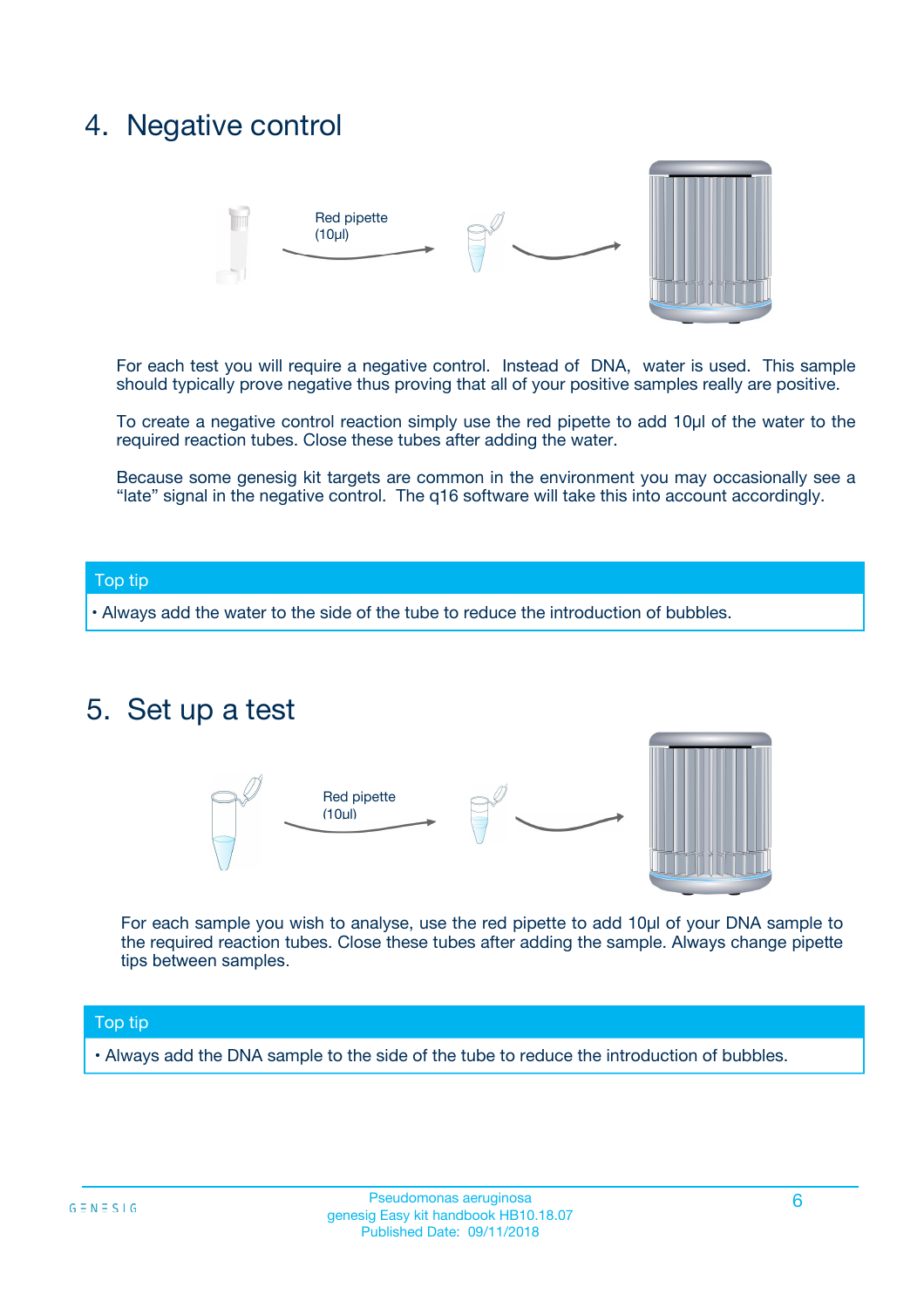## 4. Negative control

Red pipette (10µl)

For each test you will require a negative control. Instead of DNA, water is used. This sample should typically prove negative thus proving that all of your positive samples really are positive.

To create a negative control reaction simply use the red pipette to add 10µl of the water to the required reaction tubes. Close these tubes after adding the water.

Because some genesig kit targets are common in the environment you may occasionally see a "late" signal in the negative control. The q16 software will take this into account accordingly.

**Top tip**

- Always add the water to the side of the tube to reduce the introduction of bubbles.

## 5. Set up a test

Red pipette (10µl)

For each sample you wish to analyse, use the red pipette to add 10µl of your DNA sample to the required reaction tubes. Close these tubes after adding the sample. Always change pipette tips between samples.

**Top tip**

- Always add the DNA sample to the side of the tube to reduce the introduction of bubbles.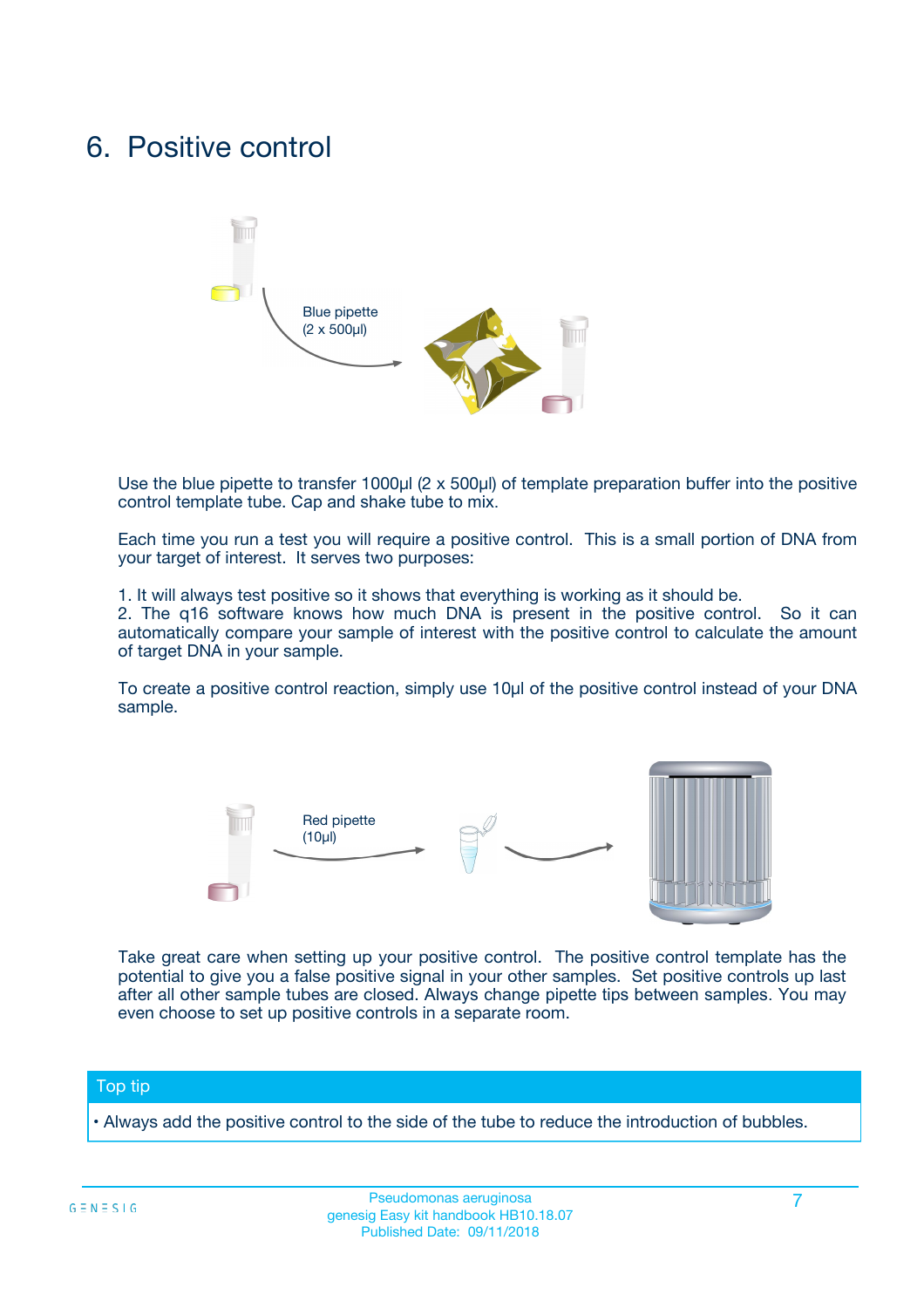# 6. Positive control

Blue pipette
(2 x 500µl)

Use the blue pipette to transfer 1000µl (2 x 500µl) of template preparation buffer into the positive control template tube. Cap and shake tube to mix.

Each time you run a test you will require a positive control. This is a small portion of DNA from your target of interest. It serves two purposes:

1. It will always test positive so it shows that everything is working as it should be.
2. The q16 software knows how much DNA is present in the positive control. So it can automatically compare your sample of interest with the positive control to calculate the amount of target DNA in your sample.

To create a positive control reaction, simply use 10µl of the positive control instead of your DNA sample.

Red pipette
(10µl)

Take great care when setting up your positive control. The positive control template has the potential to give you a false positive signal in your other samples. Set positive controls up last after all other sample tubes are closed. Always change pipette tips between samples. You may even choose to set up positive controls in a separate room.

**Top tip**

- Always add the positive control to the side of the tube to reduce the introduction of bubbles.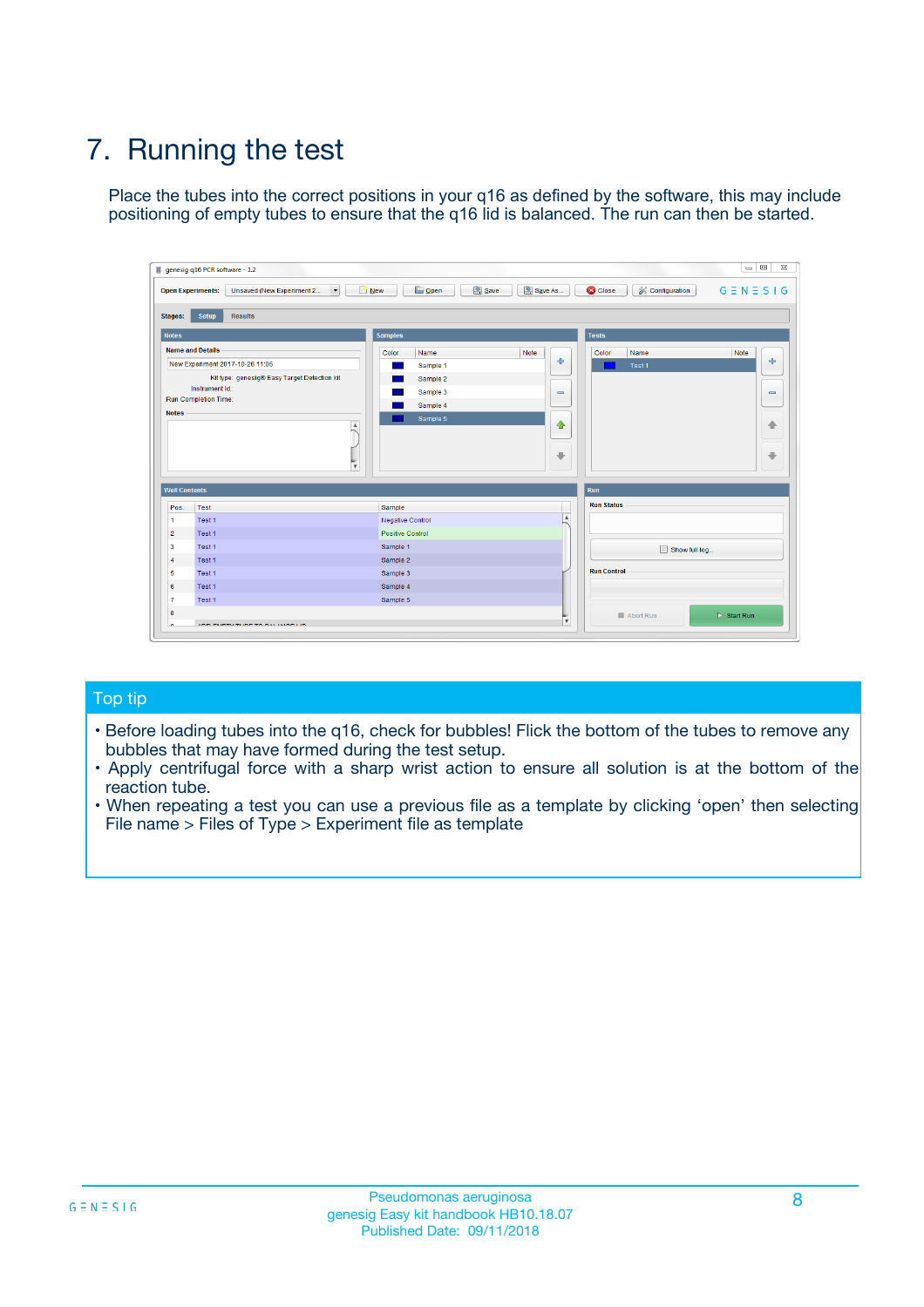# 7. Running the test

Place the tubes into the correct positions in your q16 as defined by the software, this may include positioning of empty tubes to ensure that the q16 lid is balanced. The run can then be started.

## Top tip

- Before loading tubes into the q16, check for bubbles! Flick the bottom of the tubes to remove any bubbles that may have formed during the test setup.
- Apply centrifugal force with a sharp wrist action to ensure all solution is at the bottom of the reaction tube.
- When repeating a test you can use a previous file as a template by clicking 'open' then selecting File name > Files of Type > Experiment file as template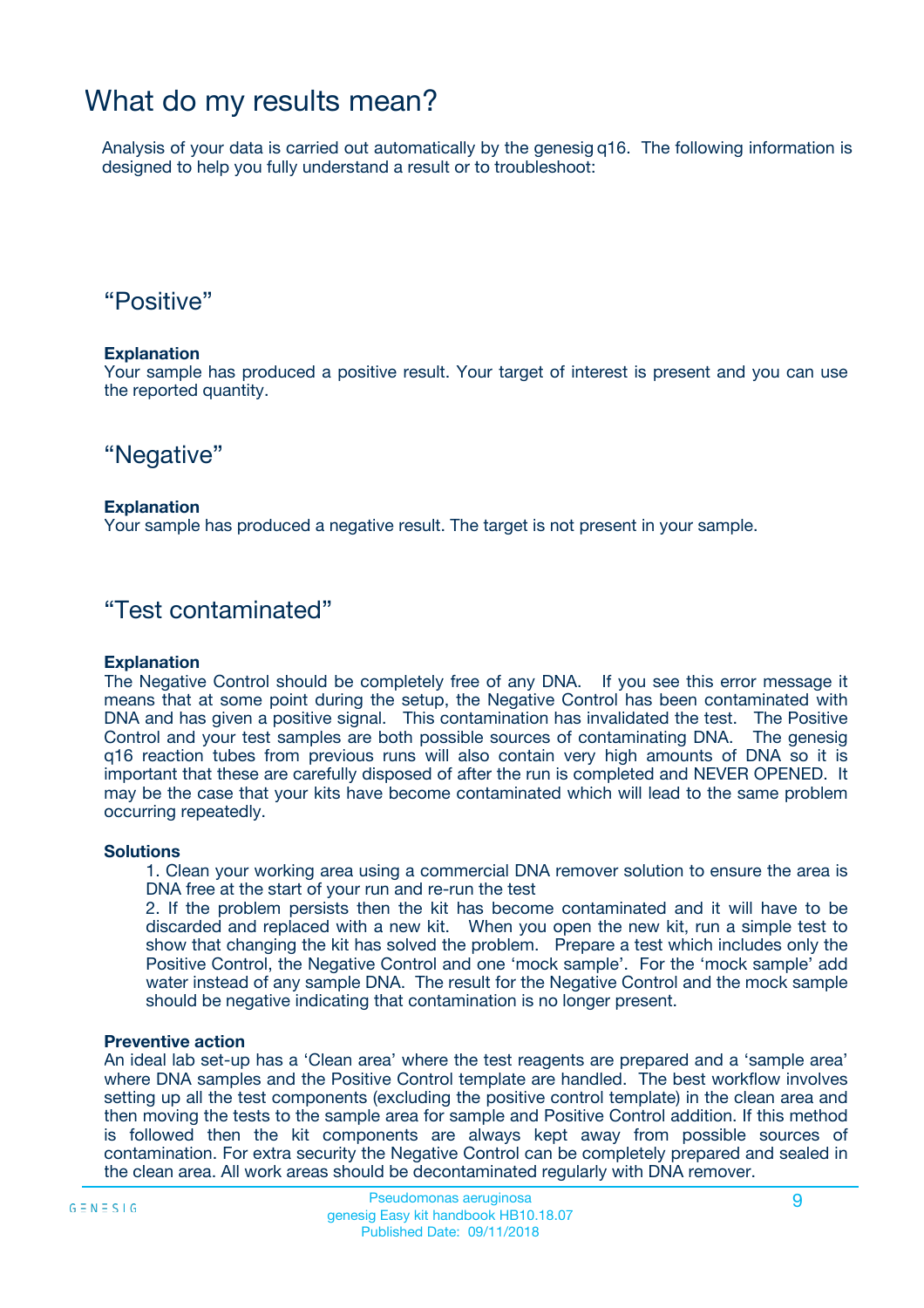# What do my results mean?

Analysis of your data is carried out automatically by the genesig q16. The following information is designed to help you fully understand a result or to troubleshoot:

## “Positive”

**Explanation**
Your sample has produced a positive result. Your target of interest is present and you can use the reported quantity.

## “Negative”

**Explanation**
Your sample has produced a negative result. The target is not present in your sample.

## “Test contaminated”

**Explanation**
The Negative Control should be completely free of any DNA. If you see this error message it means that at some point during the setup, the Negative Control has been contaminated with DNA and has given a positive signal. This contamination has invalidated the test. The Positive Control and your test samples are both possible sources of contaminating DNA. The genesig q16 reaction tubes from previous runs will also contain very high amounts of DNA so it is important that these are carefully disposed of after the run is completed and NEVER OPENED. It may be the case that your kits have become contaminated which will lead to the same problem occurring repeatedly.

**Solutions**

1. Clean your working area using a commercial DNA remover solution to ensure the area is DNA free at the start of your run and re-run the test
2. If the problem persists then the kit has become contaminated and it will have to be discarded and replaced with a new kit. When you open the new kit, run a simple test to show that changing the kit has solved the problem. Prepare a test which includes only the Positive Control, the Negative Control and one ‘mock sample’. For the ‘mock sample’ add water instead of any sample DNA. The result for the Negative Control and the mock sample should be negative indicating that contamination is no longer present.

**Preventive action**
An ideal lab set-up has a ‘Clean area’ where the test reagents are prepared and a ‘sample area’ where DNA samples and the Positive Control template are handled. The best workflow involves setting up all the test components (excluding the positive control template) in the clean area and then moving the tests to the sample area for sample and Positive Control addition. If this method is followed then the kit components are always kept away from possible sources of contamination. For extra security the Negative Control can be completely prepared and sealed in the clean area. All work areas should be decontaminated regularly with DNA remover.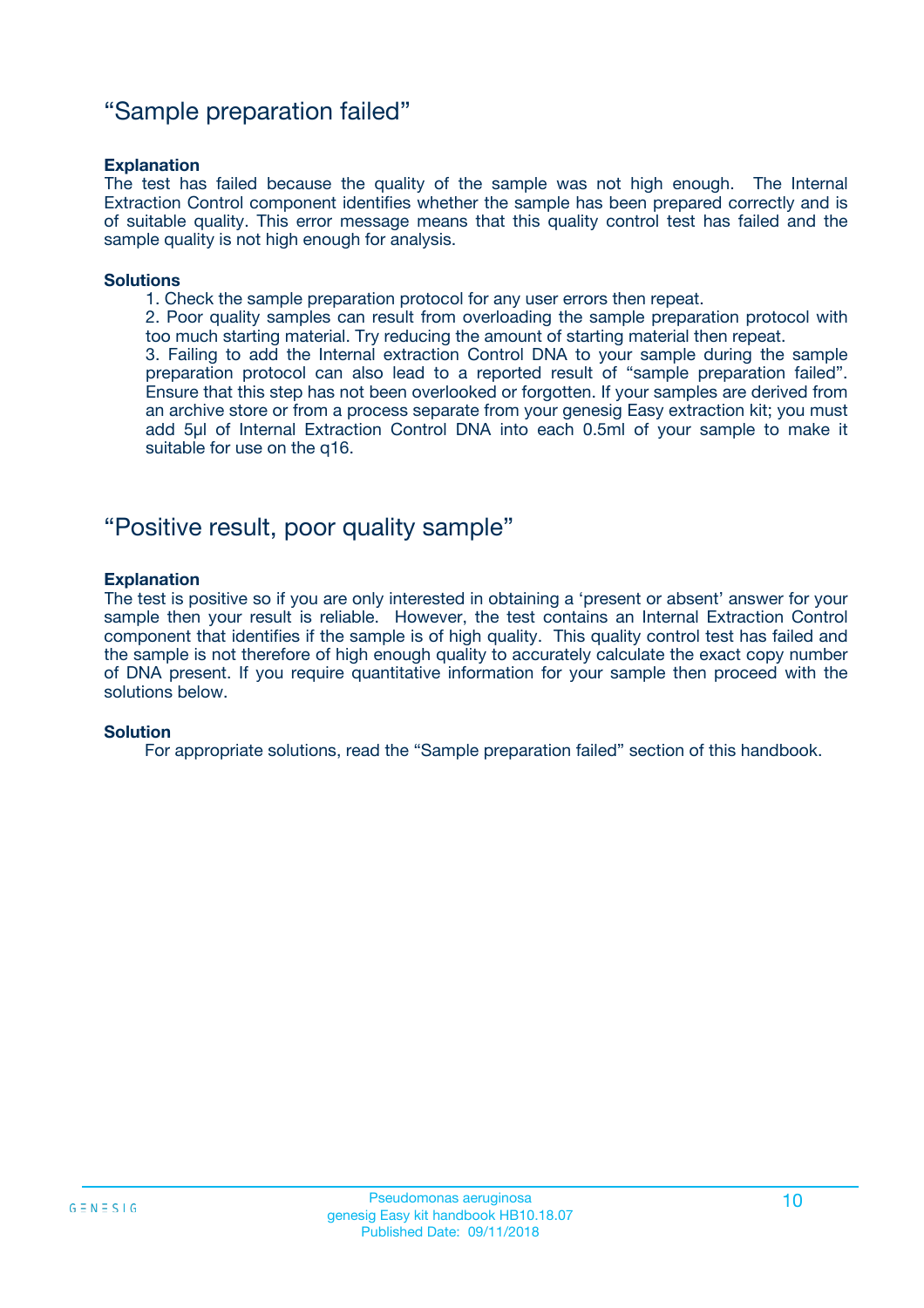## “Sample preparation failed”

**Explanation**

The test has failed because the quality of the sample was not high enough. The Internal Extraction Control component identifies whether the sample has been prepared correctly and is of suitable quality. This error message means that this quality control test has failed and the sample quality is not high enough for analysis.

**Solutions**

1. Check the sample preparation protocol for any user errors then repeat.
2. Poor quality samples can result from overloading the sample preparation protocol with too much starting material. Try reducing the amount of starting material then repeat.
3. Failing to add the Internal extraction Control DNA to your sample during the sample preparation protocol can also lead to a reported result of “sample preparation failed”. Ensure that this step has not been overlooked or forgotten. If your samples are derived from an archive store or from a process separate from your genesig Easy extraction kit; you must add 5µl of Internal Extraction Control DNA into each 0.5ml of your sample to make it suitable for use on the q16.

## “Positive result, poor quality sample”

**Explanation**

The test is positive so if you are only interested in obtaining a ‘present or absent’ answer for your sample then your result is reliable. However, the test contains an Internal Extraction Control component that identifies if the sample is of high quality. This quality control test has failed and the sample is not therefore of high enough quality to accurately calculate the exact copy number of DNA present. If you require quantitative information for your sample then proceed with the solutions below.

**Solution**

For appropriate solutions, read the “Sample preparation failed” section of this handbook.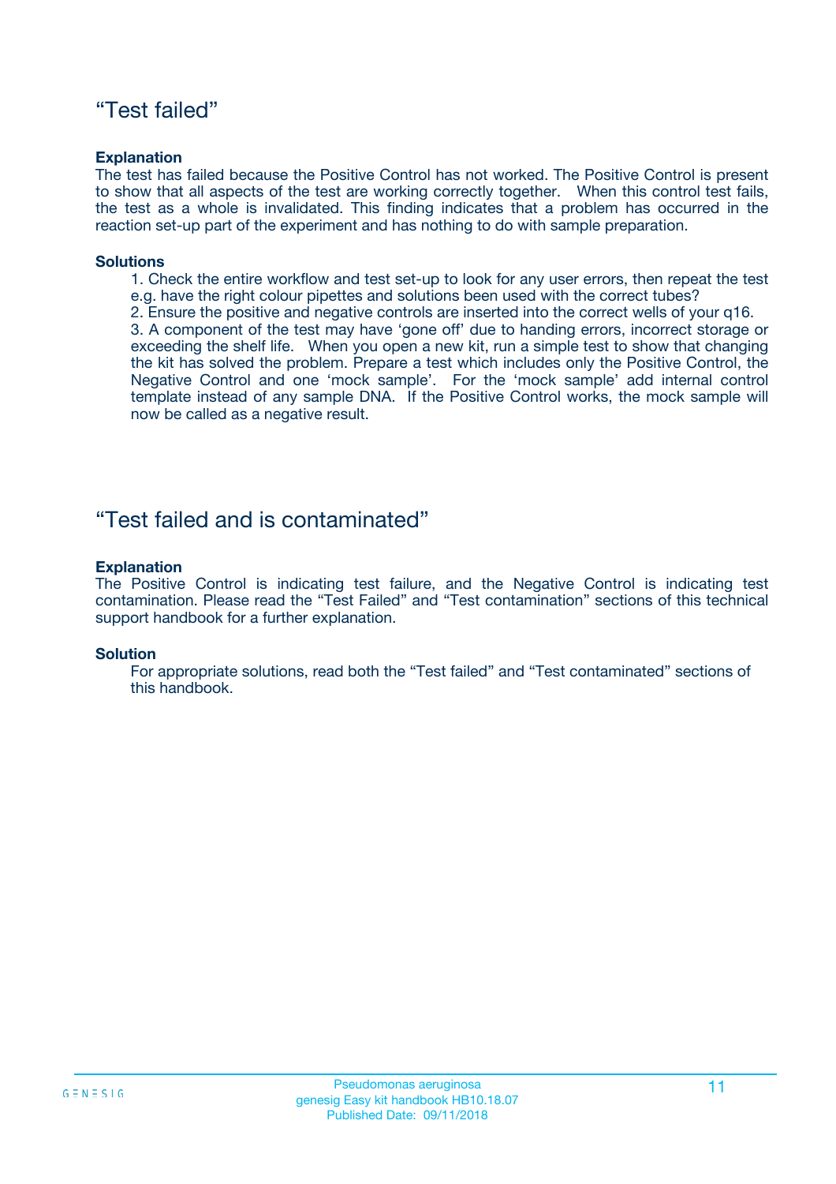## “Test failed”

**Explanation**

The test has failed because the Positive Control has not worked. The Positive Control is present to show that all aspects of the test are working correctly together. When this control test fails, the test as a whole is invalidated. This finding indicates that a problem has occurred in the reaction set-up part of the experiment and has nothing to do with sample preparation.

**Solutions**

1. Check the entire workflow and test set-up to look for any user errors, then repeat the test e.g. have the right colour pipettes and solutions been used with the correct tubes?
2. Ensure the positive and negative controls are inserted into the correct wells of your q16.
3. A component of the test may have ‘gone off’ due to handing errors, incorrect storage or exceeding the shelf life. When you open a new kit, run a simple test to show that changing the kit has solved the problem. Prepare a test which includes only the Positive Control, the Negative Control and one ‘mock sample’. For the ‘mock sample’ add internal control template instead of any sample DNA. If the Positive Control works, the mock sample will now be called as a negative result.

## “Test failed and is contaminated”

**Explanation**

The Positive Control is indicating test failure, and the Negative Control is indicating test contamination. Please read the “Test Failed” and “Test contamination” sections of this technical support handbook for a further explanation.

**Solution**

For appropriate solutions, read both the “Test failed” and “Test contaminated” sections of this handbook.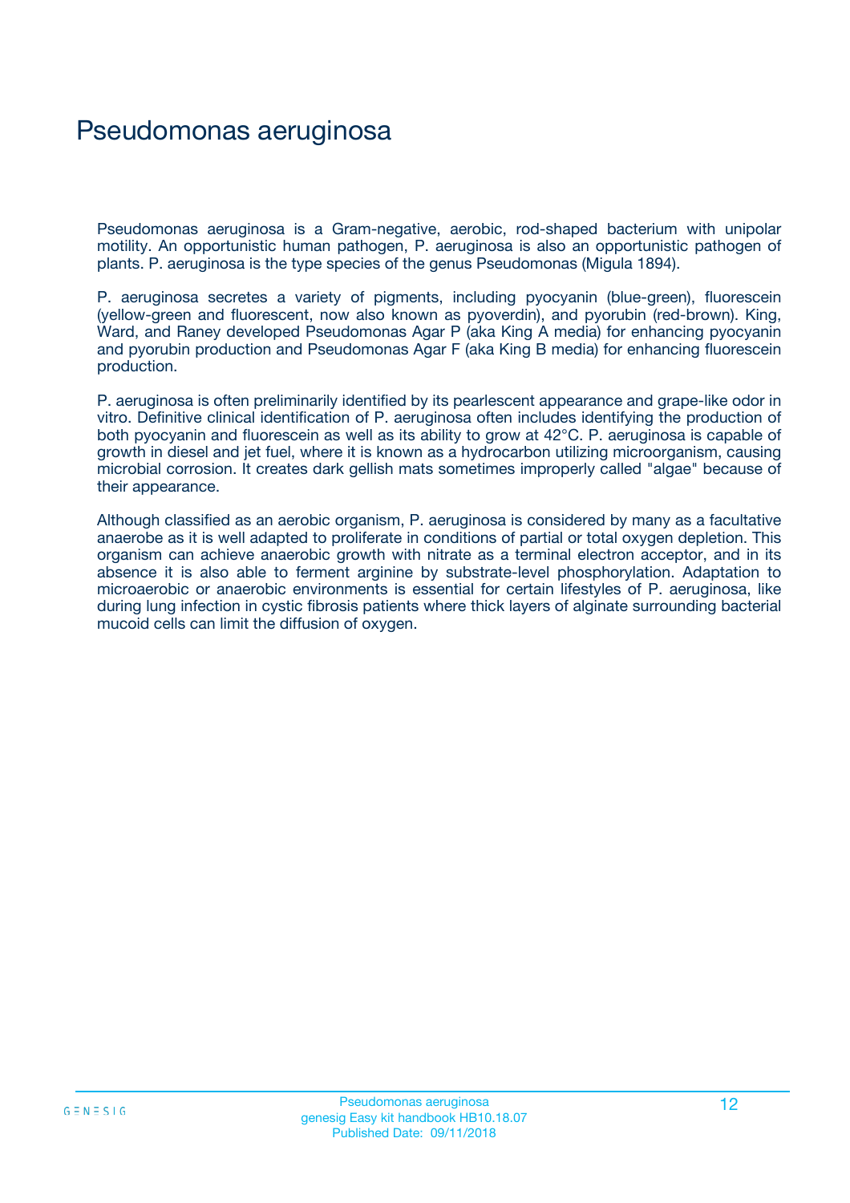# Pseudomonas aeruginosa

Pseudomonas aeruginosa is a Gram-negative, aerobic, rod-shaped bacterium with unipolar motility. An opportunistic human pathogen, P. aeruginosa is also an opportunistic pathogen of plants. P. aeruginosa is the type species of the genus Pseudomonas (Migula 1894).

P. aeruginosa secretes a variety of pigments, including pyocyanin (blue-green), fluorescein (yellow-green and fluorescent, now also known as pyoverdin), and pyorubin (red-brown). King, Ward, and Raney developed Pseudomonas Agar P (aka King A media) for enhancing pyocyanin and pyorubin production and Pseudomonas Agar F (aka King B media) for enhancing fluorescein production.

P. aeruginosa is often preliminarily identified by its pearlescent appearance and grape-like odor in vitro. Definitive clinical identification of P. aeruginosa often includes identifying the production of both pyocyanin and fluorescein as well as its ability to grow at 42°C. P. aeruginosa is capable of growth in diesel and jet fuel, where it is known as a hydrocarbon utilizing microorganism, causing microbial corrosion. It creates dark gellish mats sometimes improperly called "algae" because of their appearance.

Although classified as an aerobic organism, P. aeruginosa is considered by many as a facultative anaerobe as it is well adapted to proliferate in conditions of partial or total oxygen depletion. This organism can achieve anaerobic growth with nitrate as a terminal electron acceptor, and in its absence it is also able to ferment arginine by substrate-level phosphorylation. Adaptation to microaerobic or anaerobic environments is essential for certain lifestyles of P. aeruginosa, like during lung infection in cystic fibrosis patients where thick layers of alginate surrounding bacterial mucoid cells can limit the diffusion of oxygen.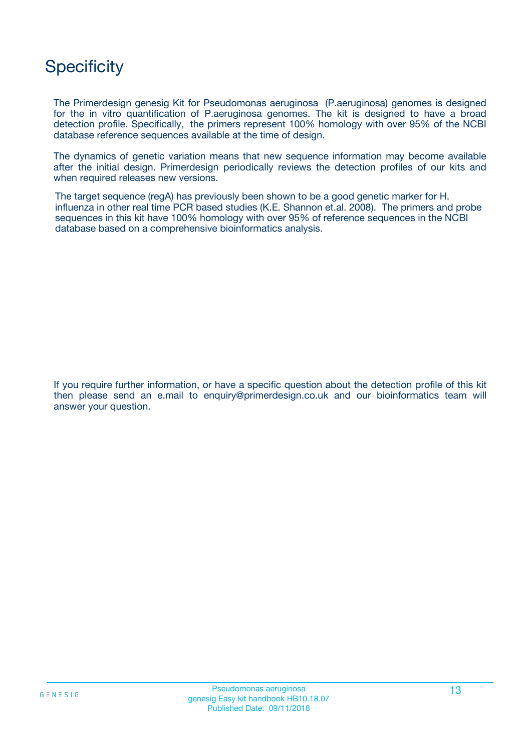# Specificity

The Primerdesign genesig Kit for Pseudomonas aeruginosa (P.aeruginosa) genomes is designed for the in vitro quantification of P.aeruginosa genomes. The kit is designed to have a broad detection profile. Specifically, the primers represent 100% homology with over 95% of the NCBI database reference sequences available at the time of design.

The dynamics of genetic variation means that new sequence information may become available after the initial design. Primerdesign periodically reviews the detection profiles of our kits and when required releases new versions.

The target sequence (regA) has previously been shown to be a good genetic marker for H. influenza in other real time PCR based studies (K.E. Shannon et.al. 2008). The primers and probe sequences in this kit have 100% homology with over 95% of reference sequences in the NCBI database based on a comprehensive bioinformatics analysis.

If you require further information, or have a specific question about the detection profile of this kit then please send an e.mail to enquiry@primerdesign.co.uk and our bioinformatics team will answer your question.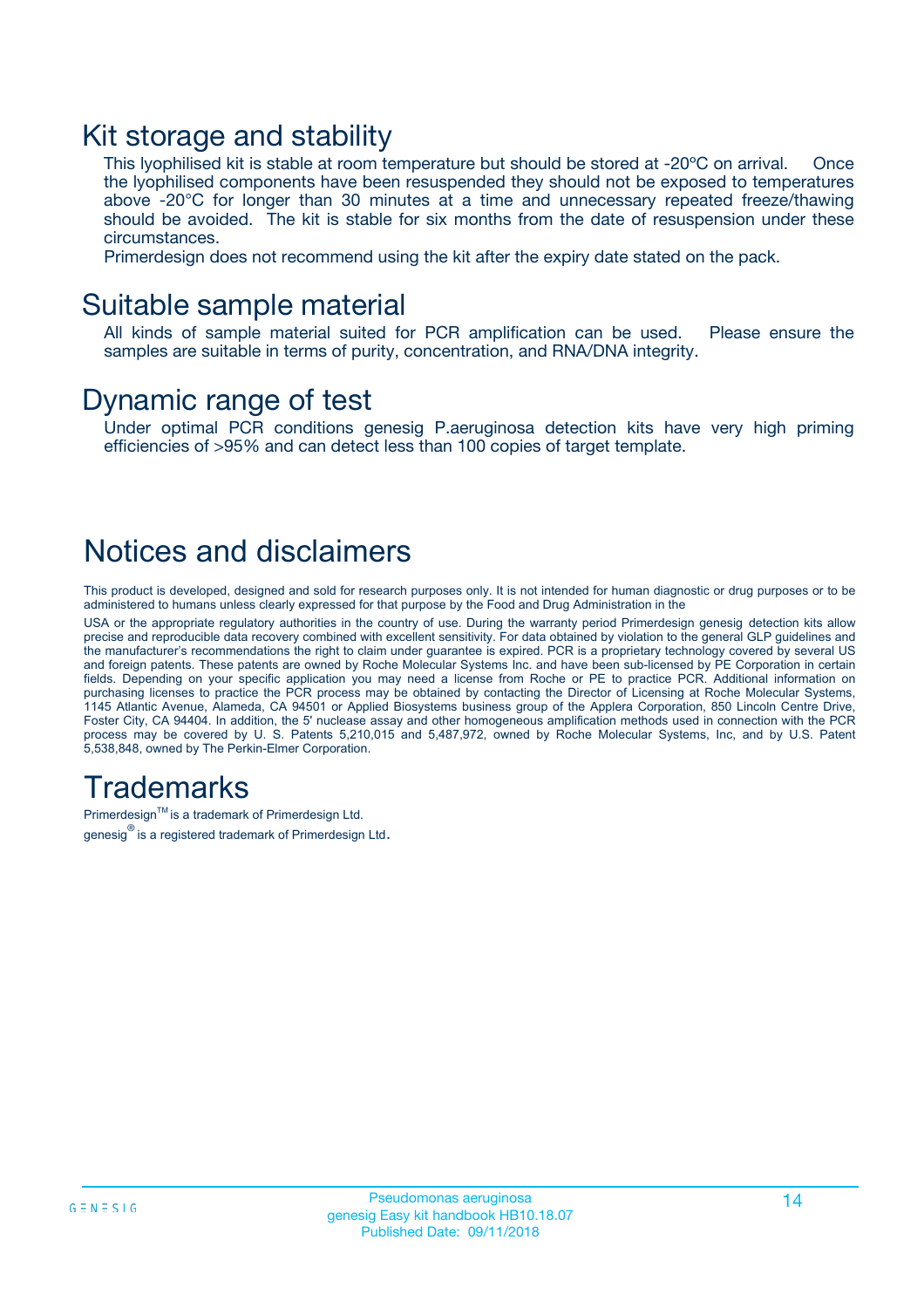## Kit storage and stability

This lyophilised kit is stable at room temperature but should be stored at -20ºC on arrival. Once the lyophilised components have been resuspended they should not be exposed to temperatures above -20°C for longer than 30 minutes at a time and unnecessary repeated freeze/thawing should be avoided. The kit is stable for six months from the date of resuspension under these circumstances.

Primerdesign does not recommend using the kit after the expiry date stated on the pack.

## Suitable sample material

All kinds of sample material suited for PCR amplification can be used. Please ensure the samples are suitable in terms of purity, concentration, and RNA/DNA integrity.

## Dynamic range of test

Under optimal PCR conditions genesig P.aeruginosa detection kits have very high priming efficiencies of >95% and can detect less than 100 copies of target template.

# Notices and disclaimers

This product is developed, designed and sold for research purposes only. It is not intended for human diagnostic or drug purposes or to be administered to humans unless clearly expressed for that purpose by the Food and Drug Administration in the

USA or the appropriate regulatory authorities in the country of use. During the warranty period Primerdesign genesig detection kits allow precise and reproducible data recovery combined with excellent sensitivity. For data obtained by violation to the general GLP guidelines and the manufacturer's recommendations the right to claim under guarantee is expired. PCR is a proprietary technology covered by several US and foreign patents. These patents are owned by Roche Molecular Systems Inc. and have been sub-licensed by PE Corporation in certain fields. Depending on your specific application you may need a license from Roche or PE to practice PCR. Additional information on purchasing licenses to practice the PCR process may be obtained by contacting the Director of Licensing at Roche Molecular Systems, 1145 Atlantic Avenue, Alameda, CA 94501 or Applied Biosystems business group of the Applera Corporation, 850 Lincoln Centre Drive, Foster City, CA 94404. In addition, the 5' nuclease assay and other homogeneous amplification methods used in connection with the PCR process may be covered by U. S. Patents 5,210,015 and 5,487,972, owned by Roche Molecular Systems, Inc, and by U.S. Patent 5,538,848, owned by The Perkin-Elmer Corporation.

# Trademarks

Primerdesign™ is a trademark of Primerdesign Ltd.

genesig® is a registered trademark of Primerdesign Ltd.